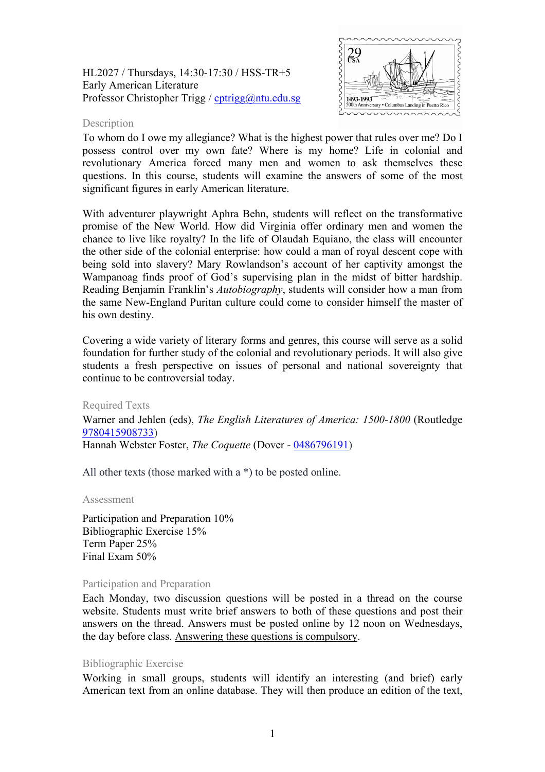HL2027 / Thursdays, 14:30-17:30 / HSS-TR+5
Early American Literature
Professor Christopher Trigg / [cptrigg@ntu.edu.sg](mailto:cptrigg@ntu.edu.sg)

## Description

To whom do I owe my allegiance? What is the highest power that rules over me? Do I possess control over my own fate? Where is my home? Life in colonial and revolutionary America forced many men and women to ask themselves these questions. In this course, students will examine the answers of some of the most significant figures in early American literature.

With adventurer playwright Aphra Behn, students will reflect on the transformative promise of the New World. How did Virginia offer ordinary men and women the chance to live like royalty? In the life of Olaudah Equiano, the class will encounter the other side of the colonial enterprise: how could a man of royal descent cope with being sold into slavery? Mary Rowlandson's account of her captivity amongst the Wampanoag finds proof of God's supervising plan in the midst of bitter hardship. Reading Benjamin Franklin's *Autobiography*, students will consider how a man from the same New-England Puritan culture could come to consider himself the master of his own destiny.

Covering a wide variety of literary forms and genres, this course will serve as a solid foundation for further study of the colonial and revolutionary periods. It will also give students a fresh perspective on issues of personal and national sovereignty that continue to be controversial today.

## Required Texts

Warner and Jehlen (eds), *The English Literatures of America: 1500-1800* (Routledge 9780415908733)
Hannah Webster Foster, *The Coquette* (Dover - 0486796191)

All other texts (those marked with a *) to be posted online.

## Assessment

Participation and Preparation 10%
Bibliographic Exercise 15%
Term Paper 25%
Final Exam 50%

## Participation and Preparation

Each Monday, two discussion questions will be posted in a thread on the course website. Students must write brief answers to both of these questions and post their answers on the thread. Answers must be posted online by 12 noon on Wednesdays, the day before class. Answering these questions is compulsory.

## Bibliographic Exercise

Working in small groups, students will identify an interesting (and brief) early American text from an online database. They will then produce an edition of the text,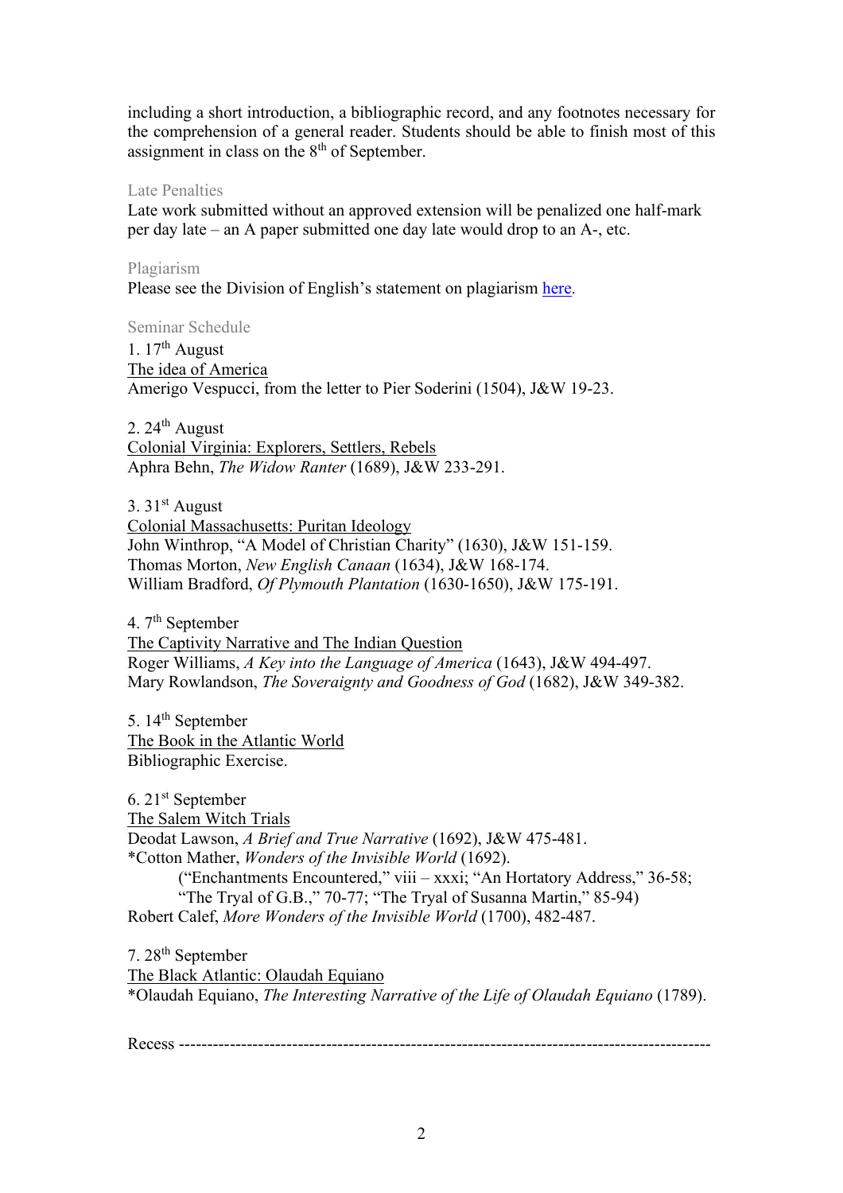including a short introduction, a bibliographic record, and any footnotes necessary for the comprehension of a general reader. Students should be able to finish most of this assignment in class on the 8th of September.

### Late Penalties

Late work submitted without an approved extension will be penalized one half-mark per day late – an A paper submitted one day late would drop to an A-, etc.

### Plagiarism

Please see the Division of English's statement on plagiarism [here](#).

### Seminar Schedule

1. 17th August
<u>The idea of America</u>
Amerigo Vespucci, from the letter to Pier Soderini (1504), J&W 19-23.

2. 24th August
<u>Colonial Virginia: Explorers, Settlers, Rebels</u>
Aphra Behn, *The Widow Ranter* (1689), J&W 233-291.

3. 31st August
<u>Colonial Massachusetts: Puritan Ideology</u>
John Winthrop, "A Model of Christian Charity" (1630), J&W 151-159.
Thomas Morton, *New English Canaan* (1634), J&W 168-174.
William Bradford, *Of Plymouth Plantation* (1630-1650), J&W 175-191.

4. 7th September
<u>The Captivity Narrative and The Indian Question</u>
Roger Williams, *A Key into the Language of America* (1643), J&W 494-497.
Mary Rowlandson, *The Soveraignty and Goodness of God* (1682), J&W 349-382.

5. 14th September
<u>The Book in the Atlantic World</u>
Bibliographic Exercise.

6. 21st September
<u>The Salem Witch Trials</u>
Deodat Lawson, *A Brief and True Narrative* (1692), J&W 475-481.
*Cotton Mather, *Wonders of the Invisible World* (1692).
("Enchantments Encountered," viii – xxxi; "An Hortatory Address," 36-58; "The Tryal of G.B.," 70-77; "The Tryal of Susanna Martin," 85-94)
Robert Calef, *More Wonders of the Invisible World* (1700), 482-487.

7. 28th September
<u>The Black Atlantic: Olaudah Equiano</u>
*Olaudah Equiano, *The Interesting Narrative of the Life of Olaudah Equiano* (1789).

Recess ---------------------------------------------------------------------------------------------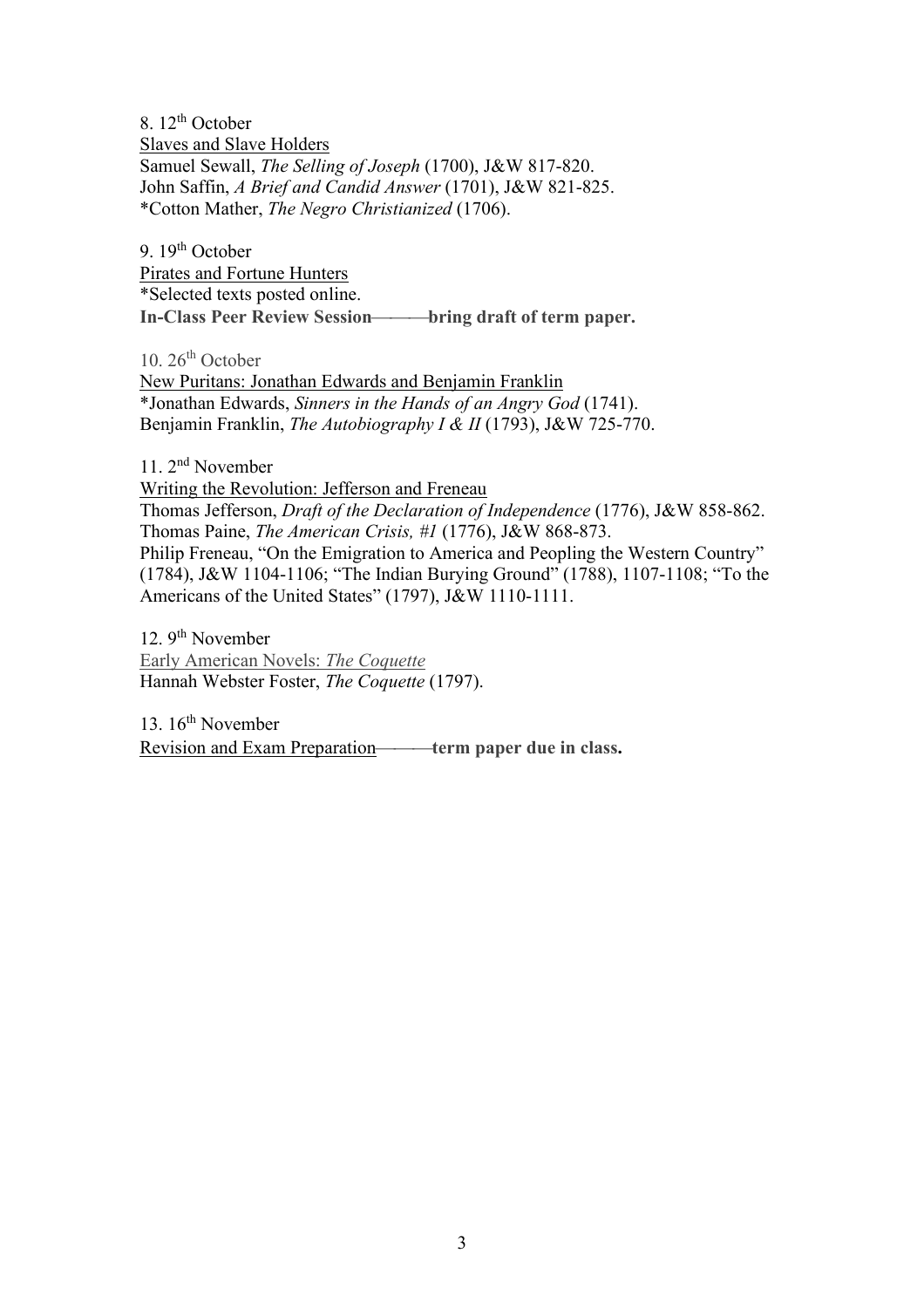8. 12th October
Slaves and Slave Holders
Samuel Sewall, *The Selling of Joseph* (1700), J&W 817-820.
John Saffin, *A Brief and Candid Answer* (1701), J&W 821-825.
*Cotton Mather, *The Negro Christianized* (1706).

9. 19th October
Pirates and Fortune Hunters
*Selected texts posted online.
**In-Class Peer Review Session——bring draft of term paper.**

10. 26th October
New Puritans: Jonathan Edwards and Benjamin Franklin
*Jonathan Edwards, *Sinners in the Hands of an Angry God* (1741).
Benjamin Franklin, *The Autobiography I & II* (1793), J&W 725-770.

11. 2nd November
Writing the Revolution: Jefferson and Freneau
Thomas Jefferson, *Draft of the Declaration of Independence* (1776), J&W 858-862.
Thomas Paine, *The American Crisis, #1* (1776), J&W 868-873.
Philip Freneau, "On the Emigration to America and Peopling the Western Country" (1784), J&W 1104-1106; "The Indian Burying Ground" (1788), 1107-1108; "To the Americans of the United States" (1797), J&W 1110-1111.

12. 9th November
Early American Novels: *The Coquette*
Hannah Webster Foster, *The Coquette* (1797).

13. 16th November
Revision and Exam Preparation——**term paper due in class.**